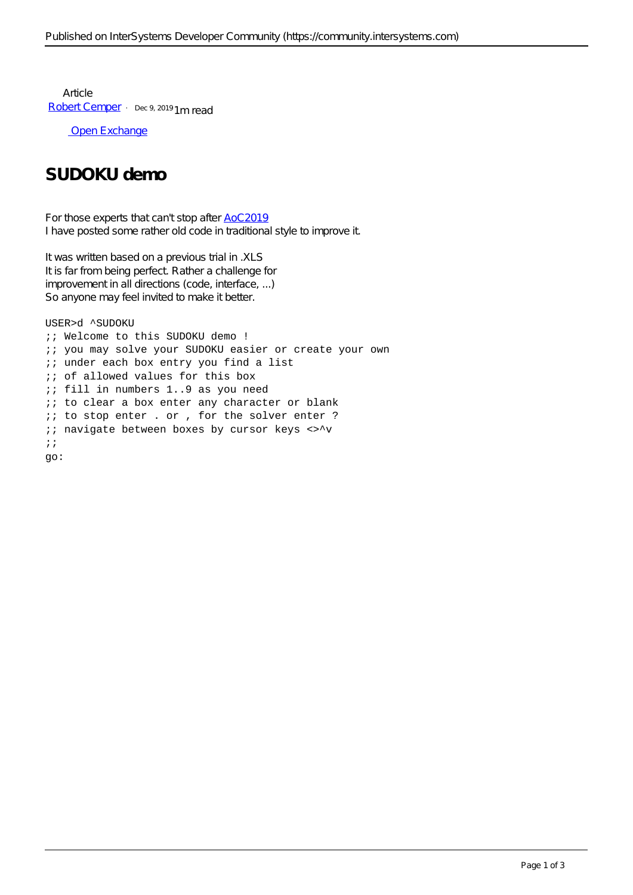Article
Robert Cemper · Dec 9, 2019 1m read

Open Exchange

# SUDOKU demo

For those experts that can't stop after AoC2019
I have posted some rather old code in traditional style to improve it.

It was written based on a previous trial in .XLS
It is far from being perfect. Rather a challenge for
improvement in all directions (code, interface, ...)
So anyone may feel invited to make it better.

```
USER>d ^SUDOKU
;; Welcome to this SUDOKU demo !
;; you may solve your SUDOKU easier or create your own
;; under each box entry you find a list
;; of allowed values for this box
;; fill in numbers 1..9 as you need
;; to clear a box enter any character or blank
;; to stop enter . or , for the solver enter ?
;; navigate between boxes by cursor keys <>^v
;;
go:
```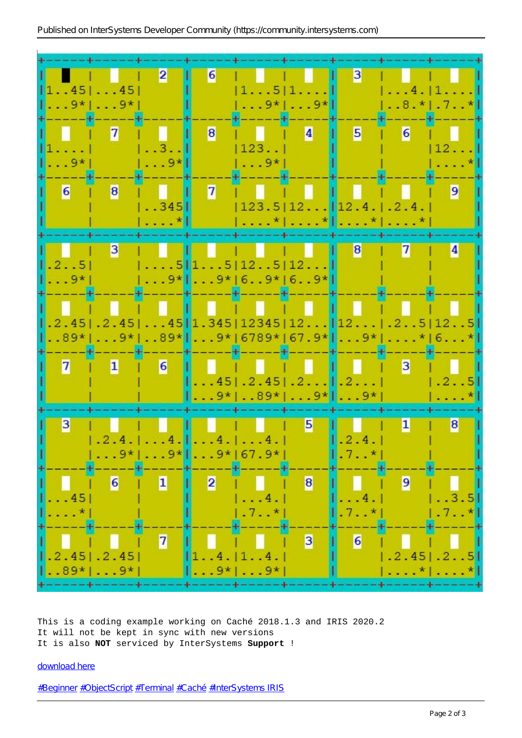```
This is a coding example working on Caché 2018.1.3 and IRIS 2020.2
It will not be kept in sync with new versions
It is also NOT serviced by InterSystems Support !
```

download here

#Beginner #ObjectScript #Terminal #Caché #InterSystems IRIS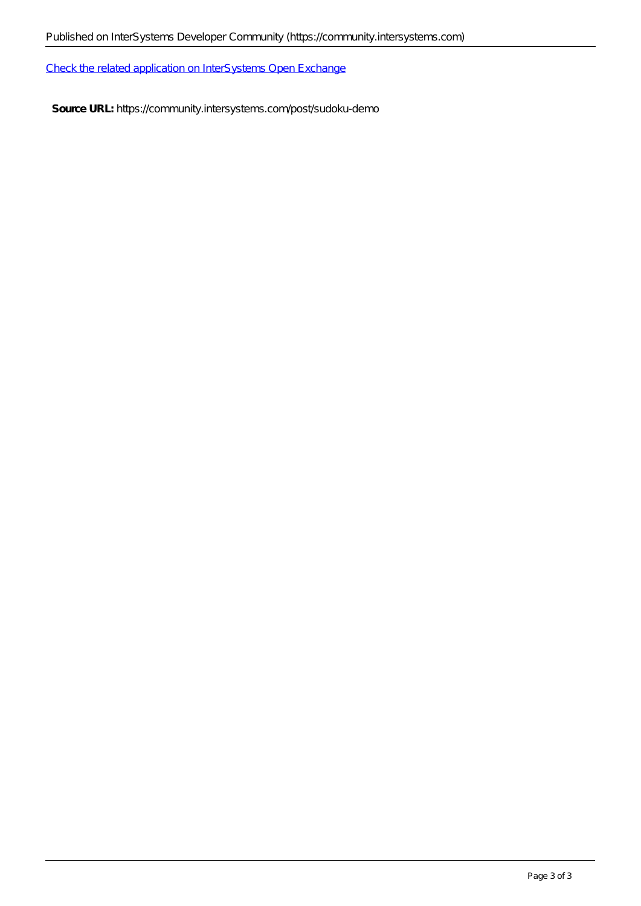[Check the related application on InterSystems Open Exchange]()

**Source URL:** https://community.intersystems.com/post/sudoku-demo